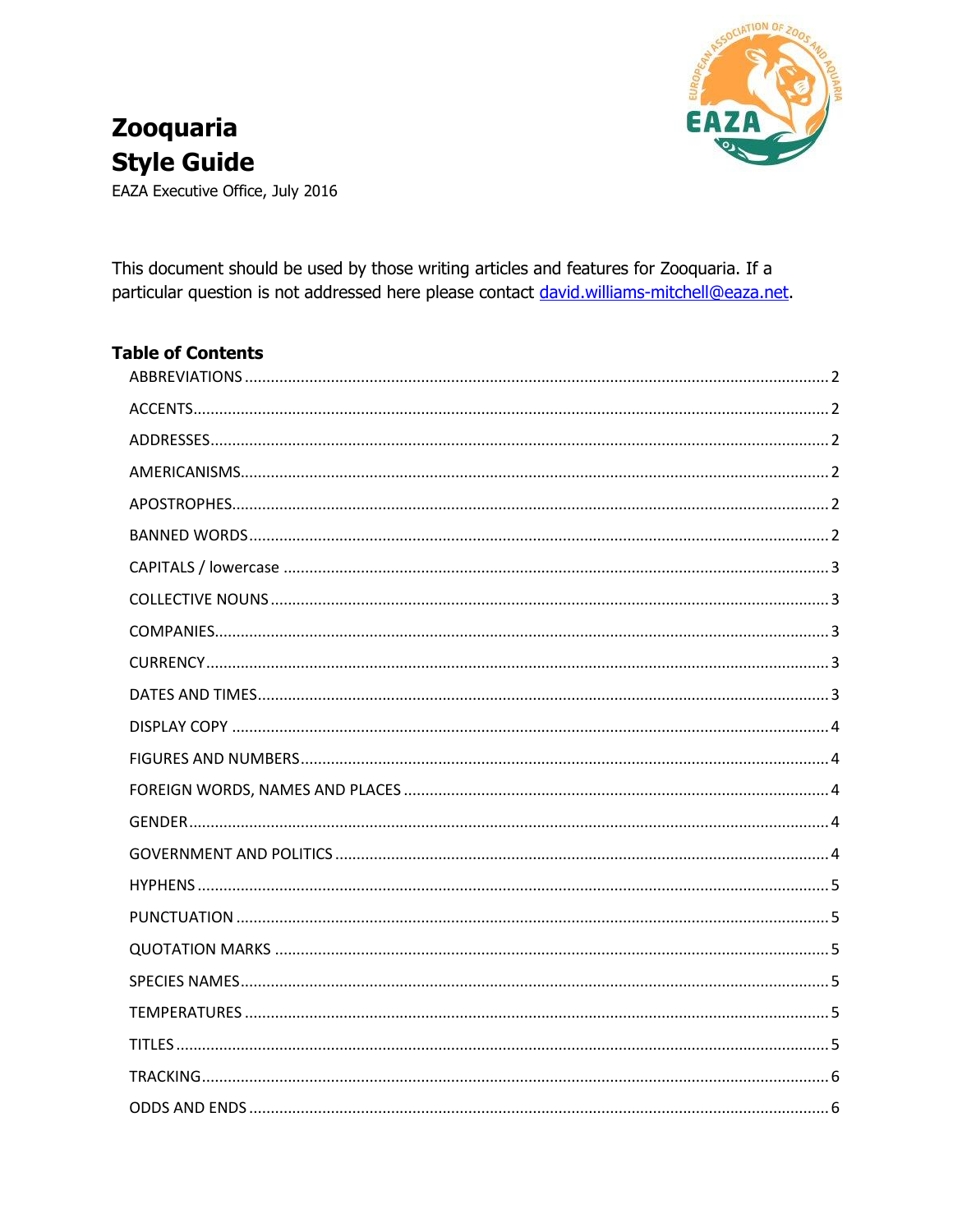# Zooquaria Style Guide

EAZA Executive Office, July 2016

This document should be used by those writing articles and features for Zooquaria. If a particular question is not addressed here please contact david.williams-mitchell@eaza.net.

## Table of Contents

- ABBREVIATIONS ..... 2
- ACCENTS ..... 2
- ADDRESSES ..... 2
- AMERICANISMS ..... 2
- APOSTROPHES ..... 2
- BANNED WORDS ..... 2
- CAPITALS / lowercase ..... 3
- COLLECTIVE NOUNS ..... 3
- COMPANIES ..... 3
- CURRENCY ..... 3
- DATES AND TIMES ..... 3
- DISPLAY COPY ..... 4
- FIGURES AND NUMBERS ..... 4
- FOREIGN WORDS, NAMES AND PLACES ..... 4
- GENDER ..... 4
- GOVERNMENT AND POLITICS ..... 4
- HYPHENS ..... 5
- PUNCTUATION ..... 5
- QUOTATION MARKS ..... 5
- SPECIES NAMES ..... 5
- TEMPERATURES ..... 5
- TITLES ..... 5
- TRACKING ..... 6
- ODDS AND ENDS ..... 6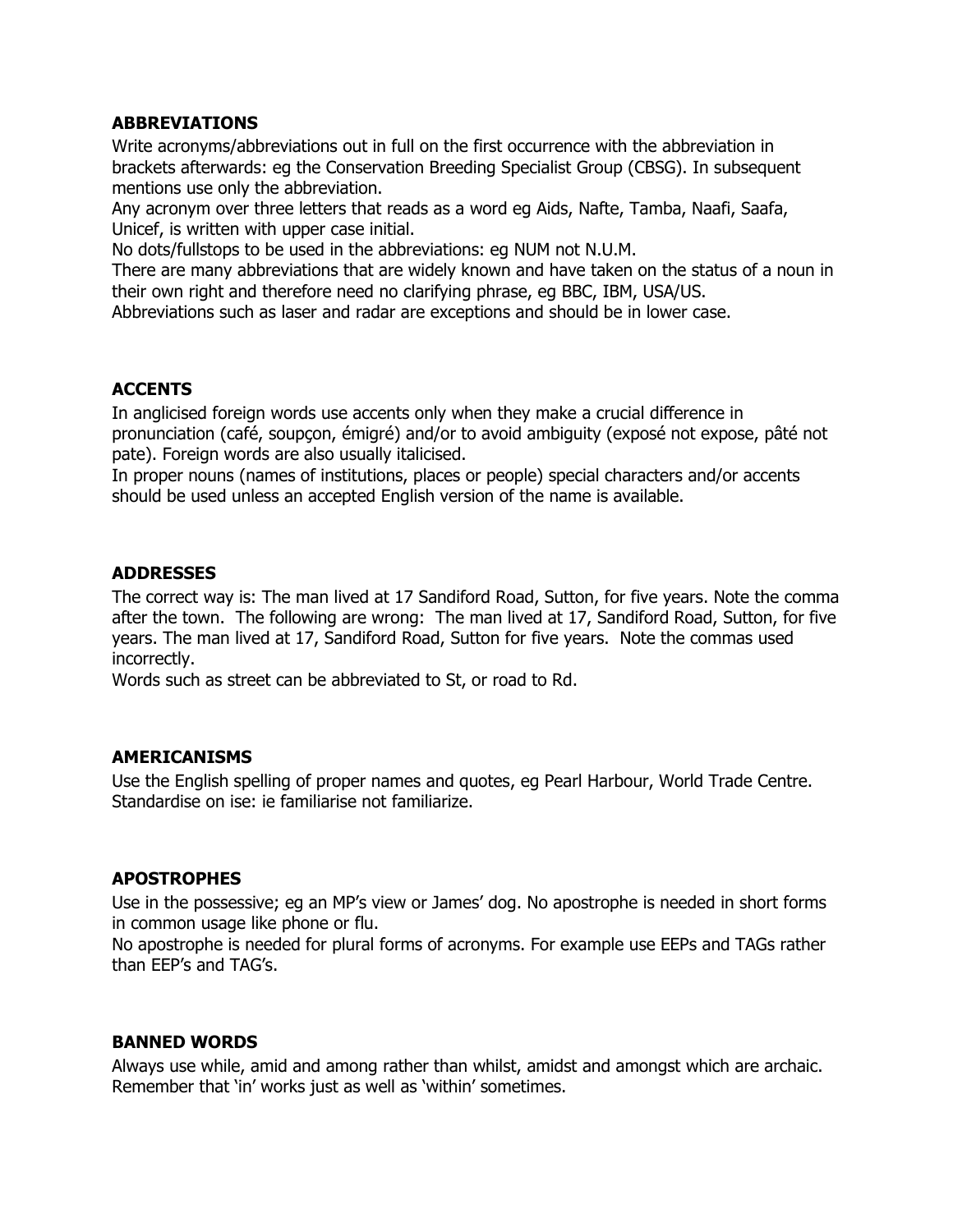## ABBREVIATIONS

Write acronyms/abbreviations out in full on the first occurrence with the abbreviation in brackets afterwards: eg the Conservation Breeding Specialist Group (CBSG). In subsequent mentions use only the abbreviation.

Any acronym over three letters that reads as a word eg Aids, Nafte, Tamba, Naafi, Saafa, Unicef, is written with upper case initial.

No dots/fullstops to be used in the abbreviations: eg NUM not N.U.M.

There are many abbreviations that are widely known and have taken on the status of a noun in their own right and therefore need no clarifying phrase, eg BBC, IBM, USA/US.

Abbreviations such as laser and radar are exceptions and should be in lower case.

## ACCENTS

In anglicised foreign words use accents only when they make a crucial difference in pronunciation (café, soupçon, émigré) and/or to avoid ambiguity (exposé not expose, pâté not pate). Foreign words are also usually italicised.

In proper nouns (names of institutions, places or people) special characters and/or accents should be used unless an accepted English version of the name is available.

## ADDRESSES

The correct way is: The man lived at 17 Sandiford Road, Sutton, for five years. Note the comma after the town. The following are wrong: The man lived at 17, Sandiford Road, Sutton, for five years. The man lived at 17, Sandiford Road, Sutton for five years. Note the commas used incorrectly.

Words such as street can be abbreviated to St, or road to Rd.

## AMERICANISMS

Use the English spelling of proper names and quotes, eg Pearl Harbour, World Trade Centre. Standardise on ise: ie familiarise not familiarize.

## APOSTROPHES

Use in the possessive; eg an MP's view or James' dog. No apostrophe is needed in short forms in common usage like phone or flu.

No apostrophe is needed for plural forms of acronyms. For example use EEPs and TAGs rather than EEP's and TAG's.

## BANNED WORDS

Always use while, amid and among rather than whilst, amidst and amongst which are archaic. Remember that 'in' works just as well as 'within' sometimes.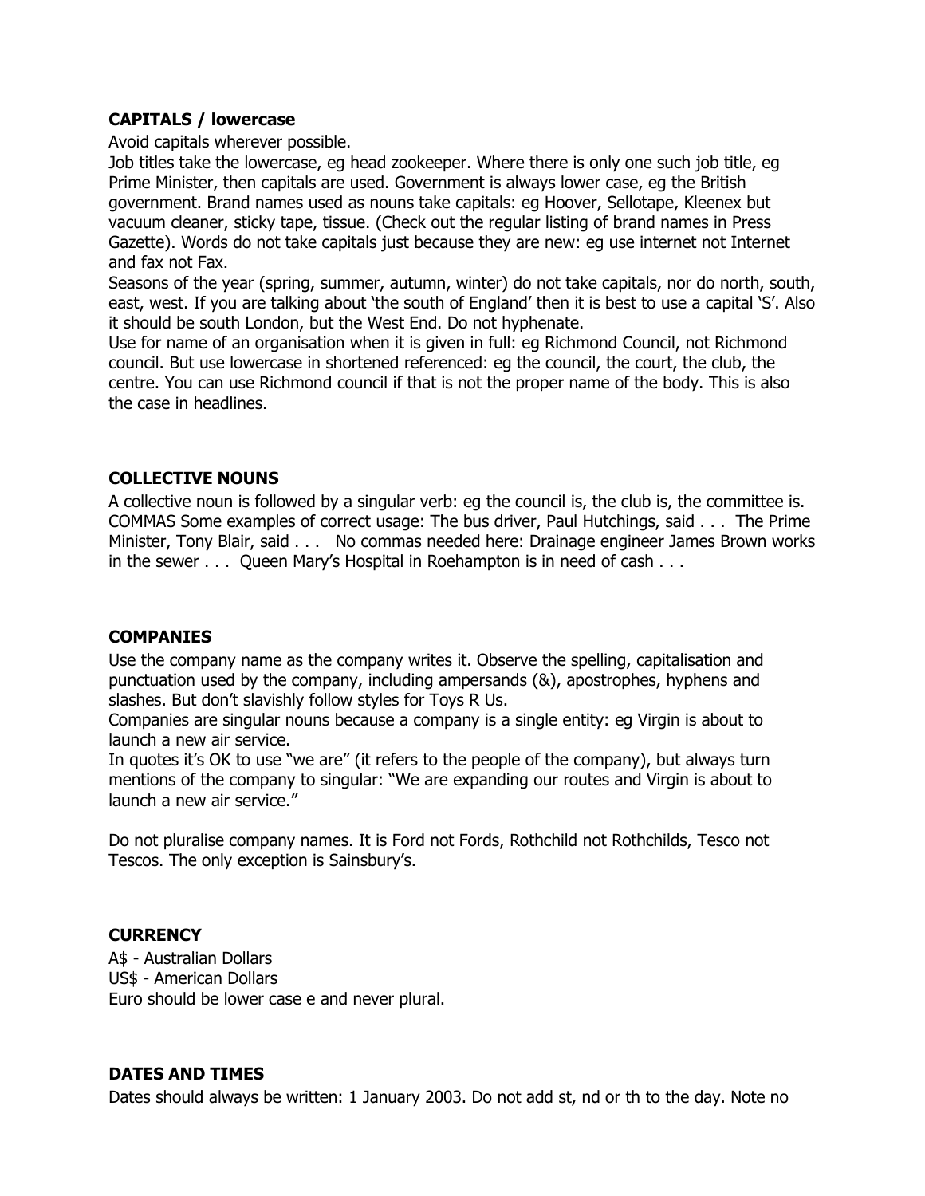### CAPITALS / lowercase

Avoid capitals wherever possible.

Job titles take the lowercase, eg head zookeeper. Where there is only one such job title, eg Prime Minister, then capitals are used. Government is always lower case, eg the British government. Brand names used as nouns take capitals: eg Hoover, Sellotape, Kleenex but vacuum cleaner, sticky tape, tissue. (Check out the regular listing of brand names in Press Gazette). Words do not take capitals just because they are new: eg use internet not Internet and fax not Fax.

Seasons of the year (spring, summer, autumn, winter) do not take capitals, nor do north, south, east, west. If you are talking about 'the south of England' then it is best to use a capital 'S'. Also it should be south London, but the West End. Do not hyphenate.

Use for name of an organisation when it is given in full: eg Richmond Council, not Richmond council. But use lowercase in shortened referenced: eg the council, the court, the club, the centre. You can use Richmond council if that is not the proper name of the body. This is also the case in headlines.

### COLLECTIVE NOUNS

A collective noun is followed by a singular verb: eg the council is, the club is, the committee is. COMMAS Some examples of correct usage: The bus driver, Paul Hutchings, said . . . The Prime Minister, Tony Blair, said . . . No commas needed here: Drainage engineer James Brown works in the sewer . . . Queen Mary's Hospital in Roehampton is in need of cash . . .

### COMPANIES

Use the company name as the company writes it. Observe the spelling, capitalisation and punctuation used by the company, including ampersands (&), apostrophes, hyphens and slashes. But don't slavishly follow styles for Toys R Us.

Companies are singular nouns because a company is a single entity: eg Virgin is about to launch a new air service.

In quotes it's OK to use "we are" (it refers to the people of the company), but always turn mentions of the company to singular: "We are expanding our routes and Virgin is about to launch a new air service."

Do not pluralise company names. It is Ford not Fords, Rothchild not Rothchilds, Tesco not Tescos. The only exception is Sainsbury's.

### CURRENCY

A$ - Australian Dollars
US$ - American Dollars
Euro should be lower case e and never plural.

### DATES AND TIMES

Dates should always be written: 1 January 2003. Do not add st, nd or th to the day. Note no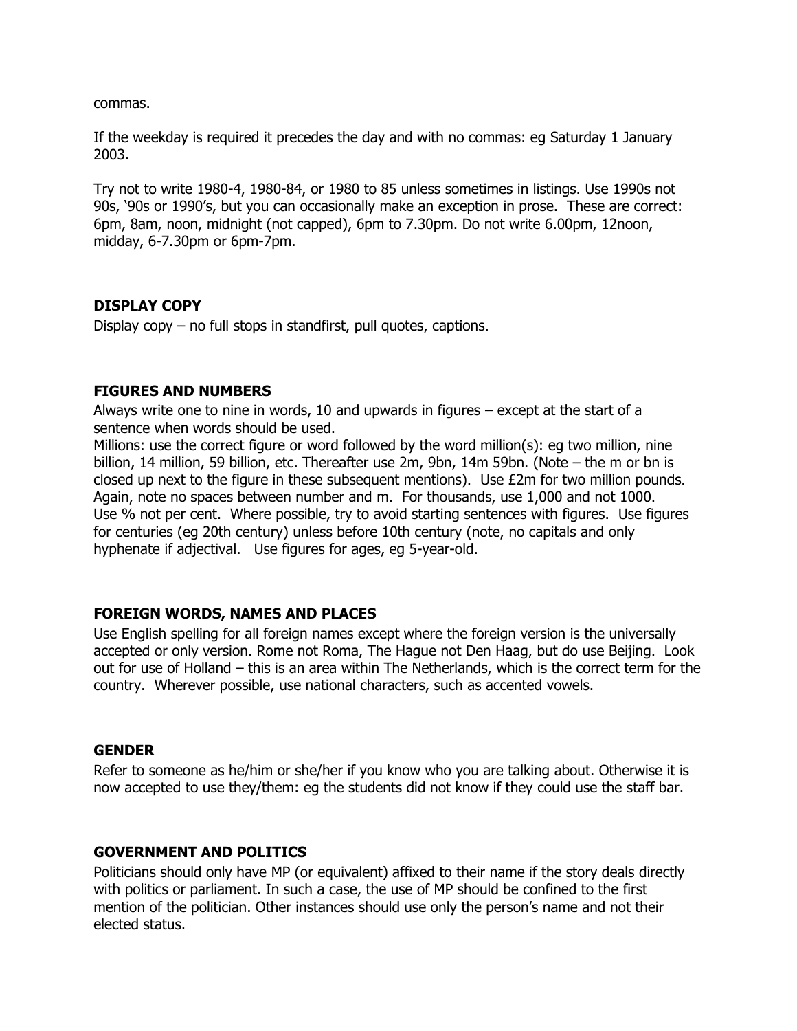commas.

If the weekday is required it precedes the day and with no commas: eg Saturday 1 January 2003.

Try not to write 1980-4, 1980-84, or 1980 to 85 unless sometimes in listings. Use 1990s not 90s, '90s or 1990's, but you can occasionally make an exception in prose. These are correct: 6pm, 8am, noon, midnight (not capped), 6pm to 7.30pm. Do not write 6.00pm, 12noon, midday, 6-7.30pm or 6pm-7pm.

## DISPLAY COPY

Display copy – no full stops in standfirst, pull quotes, captions.

## FIGURES AND NUMBERS

Always write one to nine in words, 10 and upwards in figures – except at the start of a sentence when words should be used.
Millions: use the correct figure or word followed by the word million(s): eg two million, nine billion, 14 million, 59 billion, etc. Thereafter use 2m, 9bn, 14m 59bn. (Note – the m or bn is closed up next to the figure in these subsequent mentions). Use £2m for two million pounds. Again, note no spaces between number and m. For thousands, use 1,000 and not 1000.
Use % not per cent. Where possible, try to avoid starting sentences with figures. Use figures for centuries (eg 20th century) unless before 10th century (note, no capitals and only hyphenate if adjectival. Use figures for ages, eg 5-year-old.

## FOREIGN WORDS, NAMES AND PLACES

Use English spelling for all foreign names except where the foreign version is the universally accepted or only version. Rome not Roma, The Hague not Den Haag, but do use Beijing. Look out for use of Holland – this is an area within The Netherlands, which is the correct term for the country. Wherever possible, use national characters, such as accented vowels.

## GENDER

Refer to someone as he/him or she/her if you know who you are talking about. Otherwise it is now accepted to use they/them: eg the students did not know if they could use the staff bar.

## GOVERNMENT AND POLITICS

Politicians should only have MP (or equivalent) affixed to their name if the story deals directly with politics or parliament. In such a case, the use of MP should be confined to the first mention of the politician. Other instances should use only the person's name and not their elected status.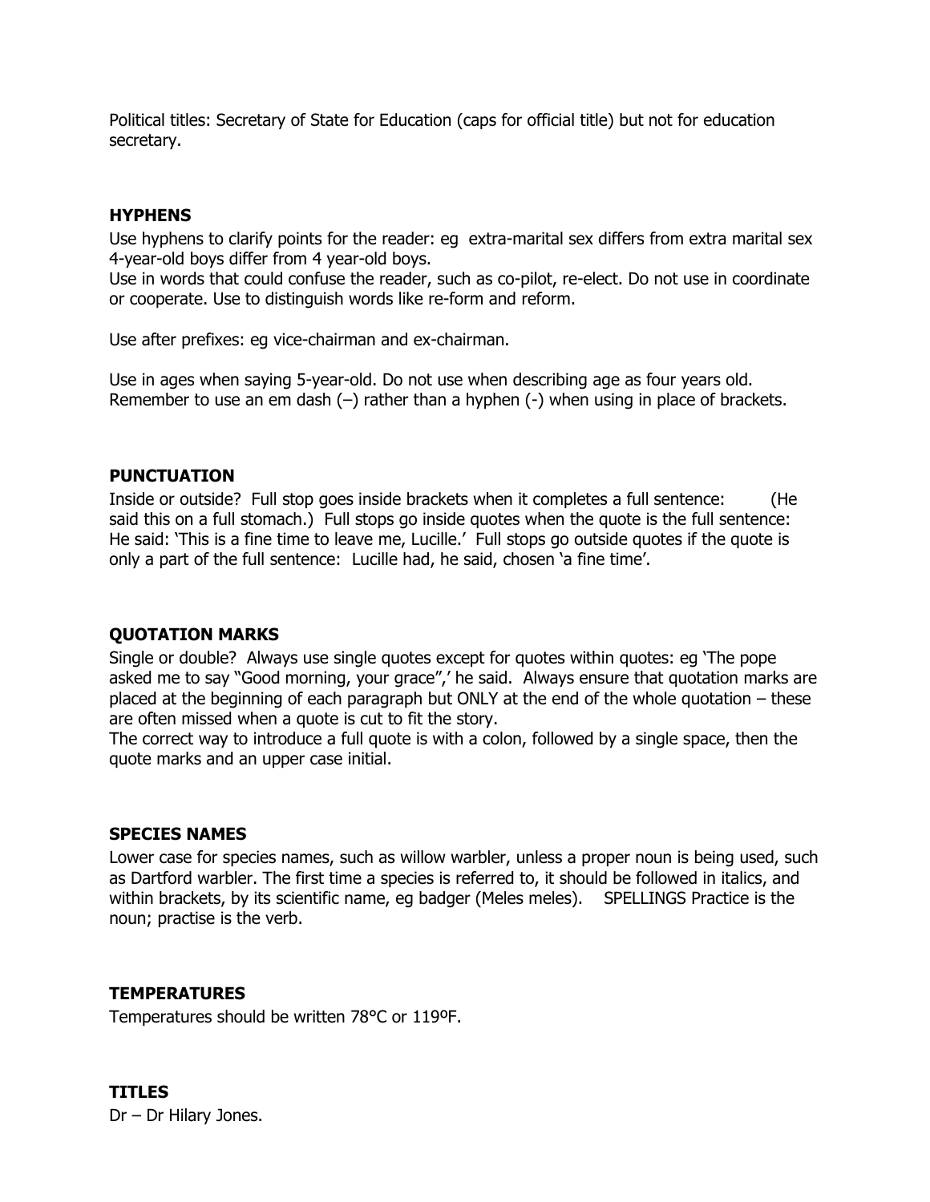Political titles: Secretary of State for Education (caps for official title) but not for education secretary.

## HYPHENS

Use hyphens to clarify points for the reader: eg extra-marital sex differs from extra marital sex 4-year-old boys differ from 4 year-old boys.
Use in words that could confuse the reader, such as co-pilot, re-elect. Do not use in coordinate or cooperate. Use to distinguish words like re-form and reform.

Use after prefixes: eg vice-chairman and ex-chairman.

Use in ages when saying 5-year-old. Do not use when describing age as four years old.
Remember to use an em dash (–) rather than a hyphen (-) when using in place of brackets.

## PUNCTUATION

Inside or outside? Full stop goes inside brackets when it completes a full sentence: (He said this on a full stomach.) Full stops go inside quotes when the quote is the full sentence: He said: 'This is a fine time to leave me, Lucille.' Full stops go outside quotes if the quote is only a part of the full sentence: Lucille had, he said, chosen 'a fine time'.

## QUOTATION MARKS

Single or double? Always use single quotes except for quotes within quotes: eg 'The pope asked me to say "Good morning, your grace",' he said. Always ensure that quotation marks are placed at the beginning of each paragraph but ONLY at the end of the whole quotation – these are often missed when a quote is cut to fit the story.
The correct way to introduce a full quote is with a colon, followed by a single space, then the quote marks and an upper case initial.

## SPECIES NAMES

Lower case for species names, such as willow warbler, unless a proper noun is being used, such as Dartford warbler. The first time a species is referred to, it should be followed in italics, and within brackets, by its scientific name, eg badger (Meles meles). SPELLINGS Practice is the noun; practise is the verb.

## TEMPERATURES

Temperatures should be written 78°C or 119ºF.

## TITLES

Dr – Dr Hilary Jones.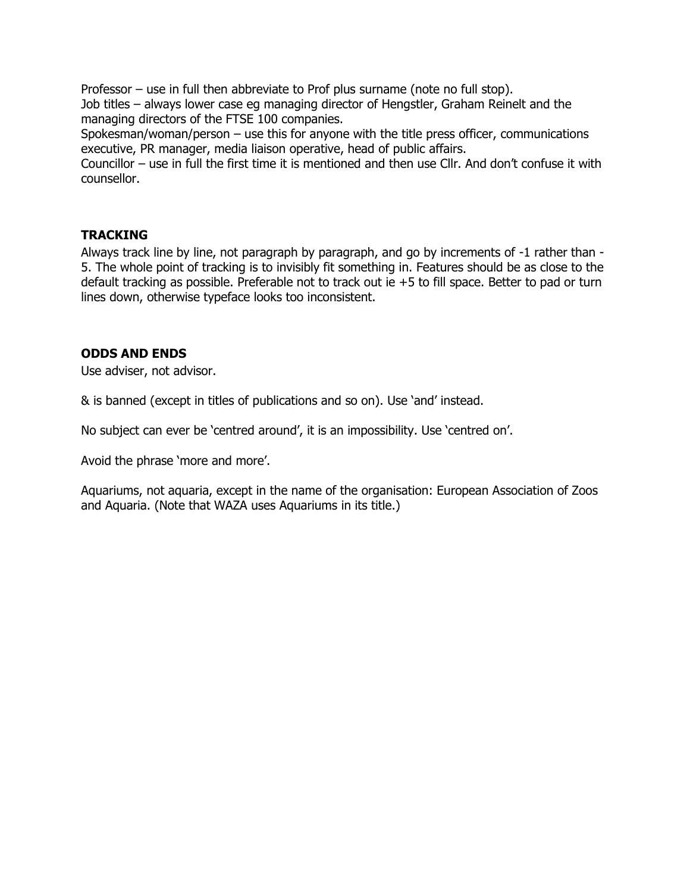Professor – use in full then abbreviate to Prof plus surname (note no full stop).
Job titles – always lower case eg managing director of Hengstler, Graham Reinelt and the managing directors of the FTSE 100 companies.
Spokesman/woman/person – use this for anyone with the title press officer, communications executive, PR manager, media liaison operative, head of public affairs.
Councillor – use in full the first time it is mentioned and then use Cllr. And don't confuse it with counsellor.

**TRACKING**

Always track line by line, not paragraph by paragraph, and go by increments of -1 rather than -5. The whole point of tracking is to invisibly fit something in. Features should be as close to the default tracking as possible. Preferable not to track out ie +5 to fill space. Better to pad or turn lines down, otherwise typeface looks too inconsistent.

**ODDS AND ENDS**

Use adviser, not advisor.

& is banned (except in titles of publications and so on). Use 'and' instead.

No subject can ever be 'centred around', it is an impossibility. Use 'centred on'.

Avoid the phrase 'more and more'.

Aquariums, not aquaria, except in the name of the organisation: European Association of Zoos and Aquaria. (Note that WAZA uses Aquariums in its title.)